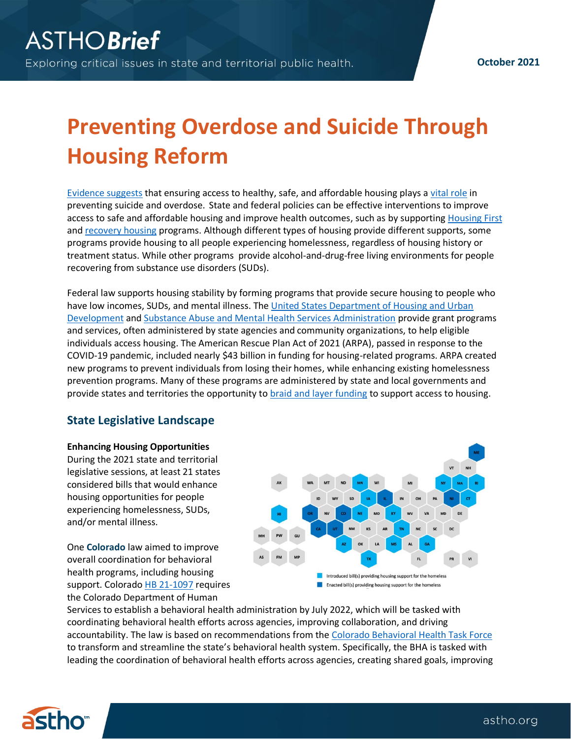ASTHO**Brief**

Exploring critical issues in state and territorial public health.

October 2021

# Preventing Overdose and Suicide Through Housing Reform

Evidence suggests that ensuring access to healthy, safe, and affordable housing plays a vital role in preventing suicide and overdose. State and federal policies can be effective interventions to improve access to safe and affordable housing and improve health outcomes, such as by supporting Housing First and recovery housing programs. Although different types of housing provide different supports, some programs provide housing to all people experiencing homelessness, regardless of housing history or treatment status. While other programs provide alcohol-and-drug-free living environments for people recovering from substance use disorders (SUDs).

Federal law supports housing stability by forming programs that provide secure housing to people who have low incomes, SUDs, and mental illness. The United States Department of Housing and Urban Development and Substance Abuse and Mental Health Services Administration provide grant programs and services, often administered by state agencies and community organizations, to help eligible individuals access housing. The American Rescue Plan Act of 2021 (ARPA), passed in response to the COVID-19 pandemic, included nearly $43 billion in funding for housing-related programs. ARPA created new programs to prevent individuals from losing their homes, while enhancing existing homelessness prevention programs. Many of these programs are administered by state and local governments and provide states and territories the opportunity to braid and layer funding to support access to housing.

## State Legislative Landscape

**Enhancing Housing Opportunities**

During the 2021 state and territorial legislative sessions, at least 21 states considered bills that would enhance housing opportunities for people experiencing homelessness, SUDs, and/or mental illness.

Introduced bill(s) providing housing support for the homeless

Enacted bill(s) providing housing support for the homeless

One **Colorado** law aimed to improve overall coordination for behavioral health programs, including housing support. Colorado HB 21-1097 requires the Colorado Department of Human Services to establish a behavioral health administration by July 2022, which will be tasked with coordinating behavioral health efforts across agencies, improving collaboration, and driving accountability. The law is based on recommendations from the Colorado Behavioral Health Task Force to transform and streamline the state's behavioral health system. Specifically, the BHA is tasked with leading the coordination of behavioral health efforts across agencies, creating shared goals, improving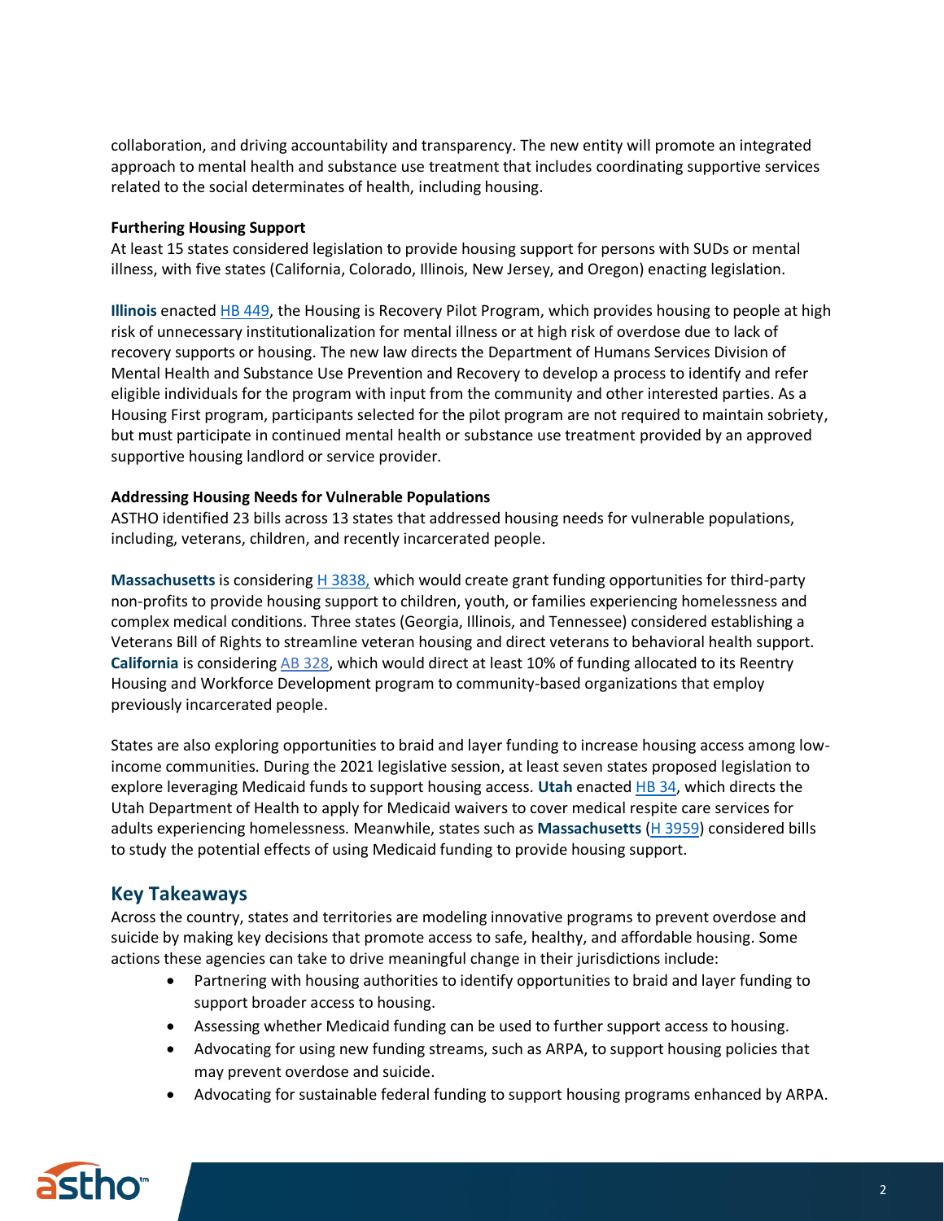collaboration, and driving accountability and transparency. The new entity will promote an integrated approach to mental health and substance use treatment that includes coordinating supportive services related to the social determinates of health, including housing.

**Furthering Housing Support**

At least 15 states considered legislation to provide housing support for persons with SUDs or mental illness, with five states (California, Colorado, Illinois, New Jersey, and Oregon) enacting legislation.

**Illinois** enacted HB 449, the Housing is Recovery Pilot Program, which provides housing to people at high risk of unnecessary institutionalization for mental illness or at high risk of overdose due to lack of recovery supports or housing. The new law directs the Department of Humans Services Division of Mental Health and Substance Use Prevention and Recovery to develop a process to identify and refer eligible individuals for the program with input from the community and other interested parties. As a Housing First program, participants selected for the pilot program are not required to maintain sobriety, but must participate in continued mental health or substance use treatment provided by an approved supportive housing landlord or service provider.

**Addressing Housing Needs for Vulnerable Populations**

ASTHO identified 23 bills across 13 states that addressed housing needs for vulnerable populations, including, veterans, children, and recently incarcerated people.

**Massachusetts** is considering H 3838, which would create grant funding opportunities for third-party non-profits to provide housing support to children, youth, or families experiencing homelessness and complex medical conditions. Three states (Georgia, Illinois, and Tennessee) considered establishing a Veterans Bill of Rights to streamline veteran housing and direct veterans to behavioral health support. **California** is considering AB 328, which would direct at least 10% of funding allocated to its Reentry Housing and Workforce Development program to community-based organizations that employ previously incarcerated people.

States are also exploring opportunities to braid and layer funding to increase housing access among low-income communities. During the 2021 legislative session, at least seven states proposed legislation to explore leveraging Medicaid funds to support housing access. **Utah** enacted HB 34, which directs the Utah Department of Health to apply for Medicaid waivers to cover medical respite care services for adults experiencing homelessness. Meanwhile, states such as **Massachusetts** (H 3959) considered bills to study the potential effects of using Medicaid funding to provide housing support.

## Key Takeaways

Across the country, states and territories are modeling innovative programs to prevent overdose and suicide by making key decisions that promote access to safe, healthy, and affordable housing. Some actions these agencies can take to drive meaningful change in their jurisdictions include:

- Partnering with housing authorities to identify opportunities to braid and layer funding to support broader access to housing.
- Assessing whether Medicaid funding can be used to further support access to housing.
- Advocating for using new funding streams, such as ARPA, to support housing policies that may prevent overdose and suicide.
- Advocating for sustainable federal funding to support housing programs enhanced by ARPA.